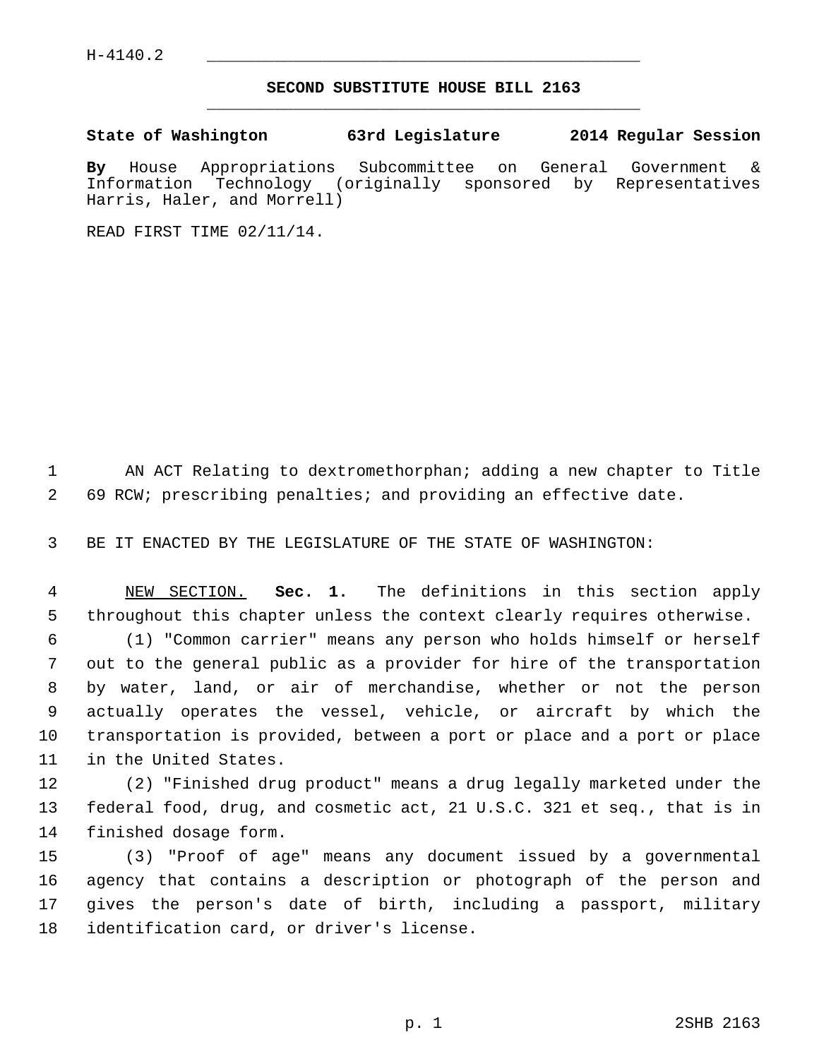H-4140.2

## SECOND SUBSTITUTE HOUSE BILL 2163

**State of Washington 63rd Legislature 2014 Regular Session**

**By** House Appropriations Subcommittee on General Government & Information Technology (originally sponsored by Representatives Harris, Haler, and Morrell)

READ FIRST TIME 02/11/14.

AN ACT Relating to dextromethorphan; adding a new chapter to Title 69 RCW; prescribing penalties; and providing an effective date.

BE IT ENACTED BY THE LEGISLATURE OF THE STATE OF WASHINGTON:

NEW SECTION. **Sec. 1.** The definitions in this section apply throughout this chapter unless the context clearly requires otherwise.

(1) "Common carrier" means any person who holds himself or herself out to the general public as a provider for hire of the transportation by water, land, or air of merchandise, whether or not the person actually operates the vessel, vehicle, or aircraft by which the transportation is provided, between a port or place and a port or place in the United States.

(2) "Finished drug product" means a drug legally marketed under the federal food, drug, and cosmetic act, 21 U.S.C. 321 et seq., that is in finished dosage form.

(3) "Proof of age" means any document issued by a governmental agency that contains a description or photograph of the person and gives the person's date of birth, including a passport, military identification card, or driver's license.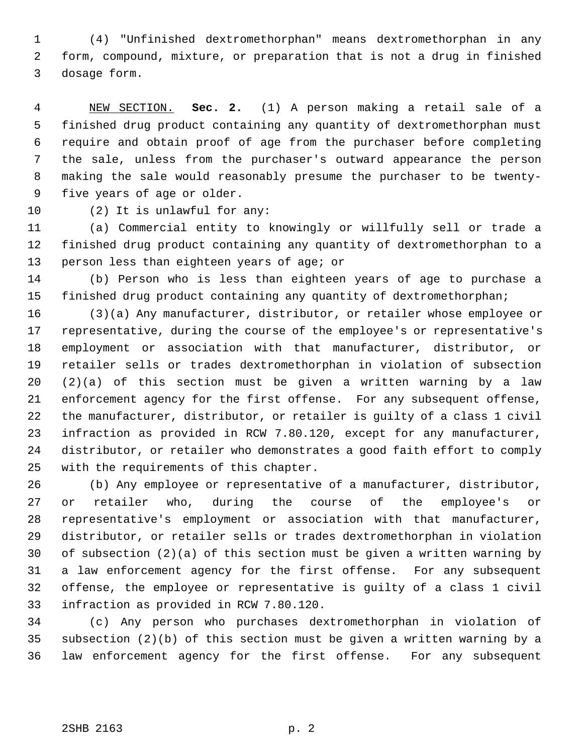(4) "Unfinished dextromethorphan" means dextromethorphan in any form, compound, mixture, or preparation that is not a drug in finished dosage form.

NEW SECTION. **Sec. 2.** (1) A person making a retail sale of a finished drug product containing any quantity of dextromethorphan must require and obtain proof of age from the purchaser before completing the sale, unless from the purchaser's outward appearance the person making the sale would reasonably presume the purchaser to be twenty-five years of age or older.

(2) It is unlawful for any:

(a) Commercial entity to knowingly or willfully sell or trade a finished drug product containing any quantity of dextromethorphan to a person less than eighteen years of age; or

(b) Person who is less than eighteen years of age to purchase a finished drug product containing any quantity of dextromethorphan;

(3)(a) Any manufacturer, distributor, or retailer whose employee or representative, during the course of the employee's or representative's employment or association with that manufacturer, distributor, or retailer sells or trades dextromethorphan in violation of subsection (2)(a) of this section must be given a written warning by a law enforcement agency for the first offense. For any subsequent offense, the manufacturer, distributor, or retailer is guilty of a class 1 civil infraction as provided in RCW 7.80.120, except for any manufacturer, distributor, or retailer who demonstrates a good faith effort to comply with the requirements of this chapter.

(b) Any employee or representative of a manufacturer, distributor, or retailer who, during the course of the employee's or representative's employment or association with that manufacturer, distributor, or retailer sells or trades dextromethorphan in violation of subsection (2)(a) of this section must be given a written warning by a law enforcement agency for the first offense. For any subsequent offense, the employee or representative is guilty of a class 1 civil infraction as provided in RCW 7.80.120.

(c) Any person who purchases dextromethorphan in violation of subsection (2)(b) of this section must be given a written warning by a law enforcement agency for the first offense. For any subsequent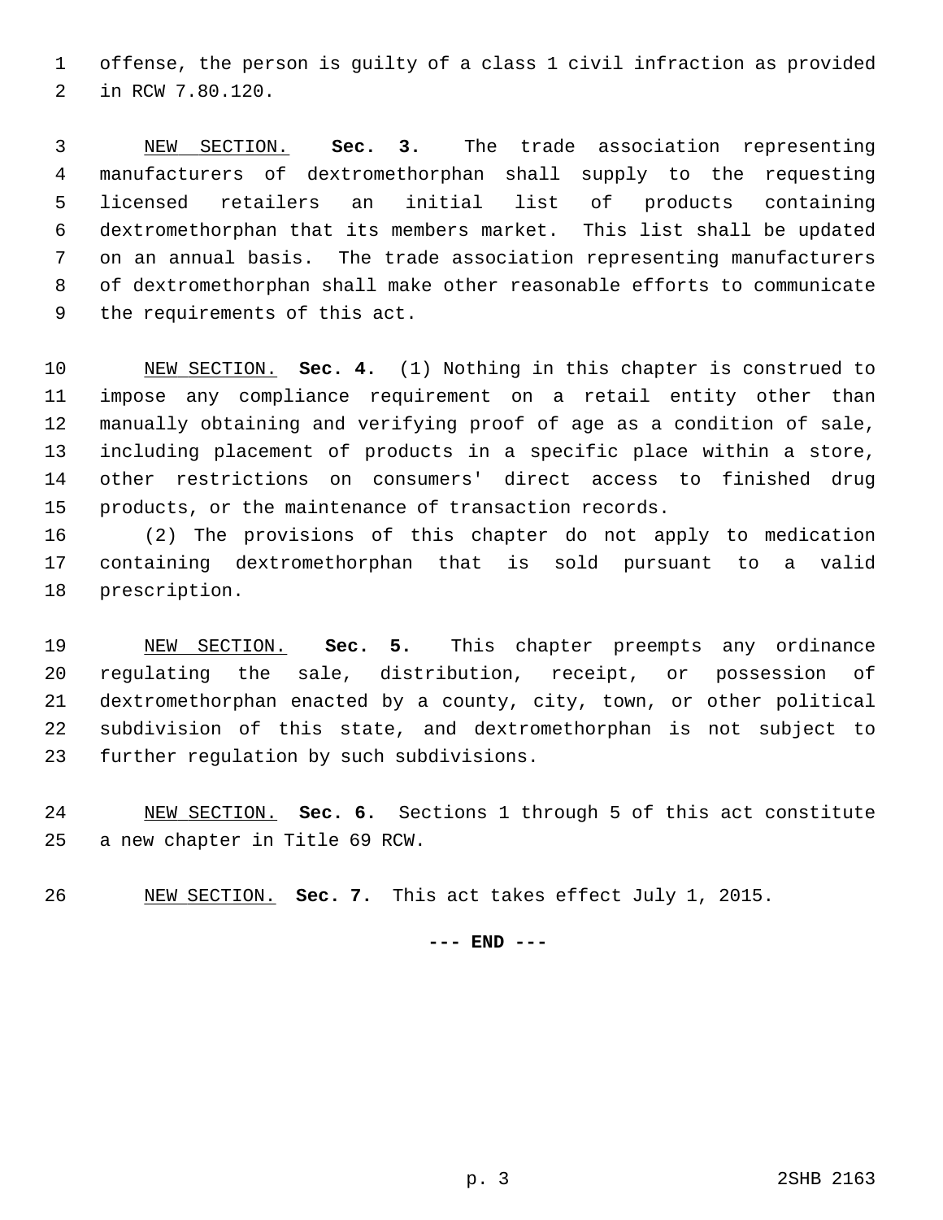offense, the person is guilty of a class 1 civil infraction as provided in RCW 7.80.120.

NEW SECTION. **Sec. 3.** The trade association representing manufacturers of dextromethorphan shall supply to the requesting licensed retailers an initial list of products containing dextromethorphan that its members market. This list shall be updated on an annual basis. The trade association representing manufacturers of dextromethorphan shall make other reasonable efforts to communicate the requirements of this act.

NEW SECTION. **Sec. 4.** (1) Nothing in this chapter is construed to impose any compliance requirement on a retail entity other than manually obtaining and verifying proof of age as a condition of sale, including placement of products in a specific place within a store, other restrictions on consumers' direct access to finished drug products, or the maintenance of transaction records.

(2) The provisions of this chapter do not apply to medication containing dextromethorphan that is sold pursuant to a valid prescription.

NEW SECTION. **Sec. 5.** This chapter preempts any ordinance regulating the sale, distribution, receipt, or possession of dextromethorphan enacted by a county, city, town, or other political subdivision of this state, and dextromethorphan is not subject to further regulation by such subdivisions.

NEW SECTION. **Sec. 6.** Sections 1 through 5 of this act constitute a new chapter in Title 69 RCW.

NEW SECTION. **Sec. 7.** This act takes effect July 1, 2015.

**--- END ---**